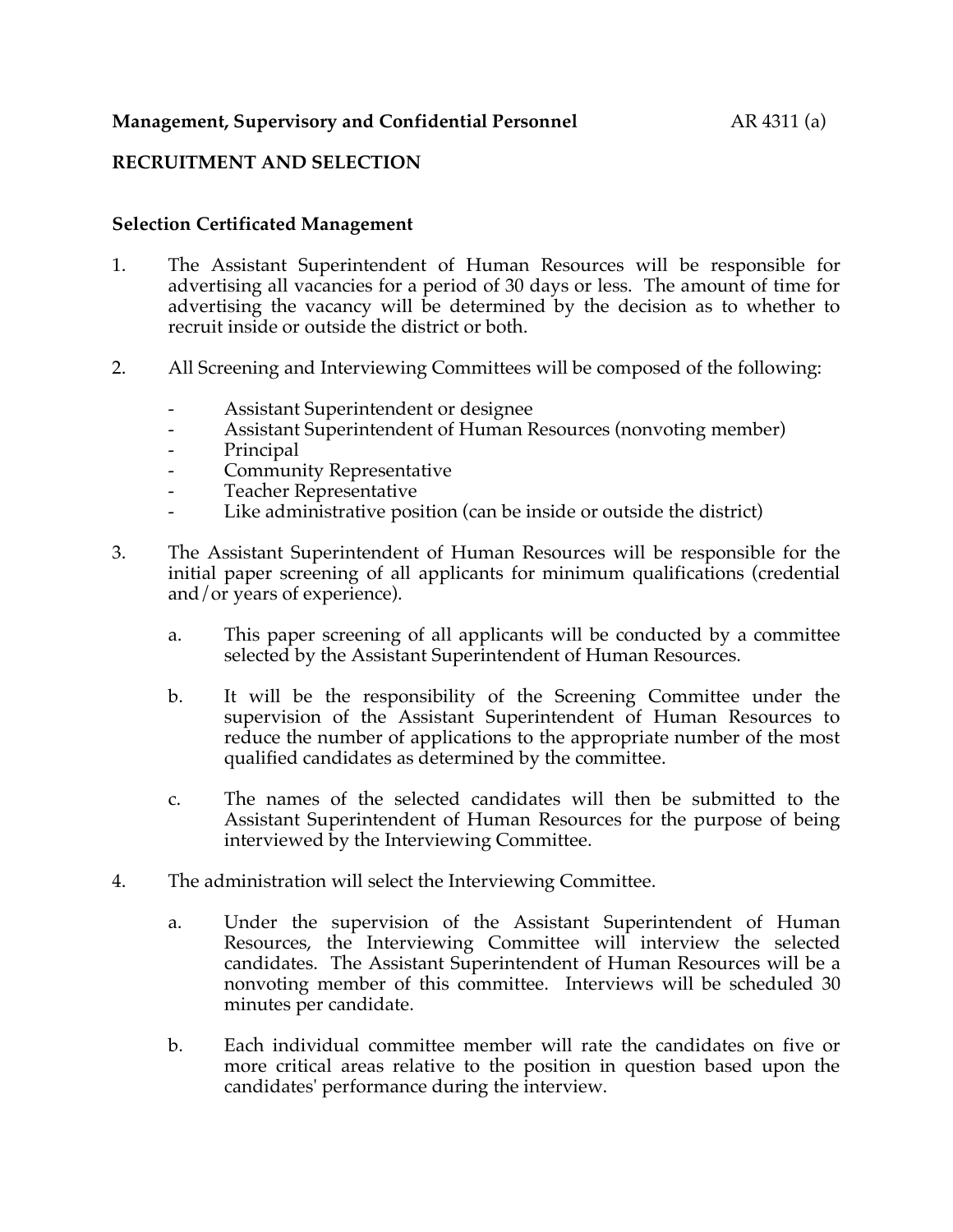**Management, Supervisory and Confidential Personnel** AR 4311 (a)

## RECRUITMENT AND SELECTION

### Selection Certificated Management

1. The Assistant Superintendent of Human Resources will be responsible for advertising all vacancies for a period of 30 days or less. The amount of time for advertising the vacancy will be determined by the decision as to whether to recruit inside or outside the district or both.

2. All Screening and Interviewing Committees will be composed of the following:

   - Assistant Superintendent or designee
   - Assistant Superintendent of Human Resources (nonvoting member)
   - Principal
   - Community Representative
   - Teacher Representative
   - Like administrative position (can be inside or outside the district)

3. The Assistant Superintendent of Human Resources will be responsible for the initial paper screening of all applicants for minimum qualifications (credential and/or years of experience).

   a. This paper screening of all applicants will be conducted by a committee selected by the Assistant Superintendent of Human Resources.

   b. It will be the responsibility of the Screening Committee under the supervision of the Assistant Superintendent of Human Resources to reduce the number of applications to the appropriate number of the most qualified candidates as determined by the committee.

   c. The names of the selected candidates will then be submitted to the Assistant Superintendent of Human Resources for the purpose of being interviewed by the Interviewing Committee.

4. The administration will select the Interviewing Committee.

   a. Under the supervision of the Assistant Superintendent of Human Resources, the Interviewing Committee will interview the selected candidates. The Assistant Superintendent of Human Resources will be a nonvoting member of this committee. Interviews will be scheduled 30 minutes per candidate.

   b. Each individual committee member will rate the candidates on five or more critical areas relative to the position in question based upon the candidates' performance during the interview.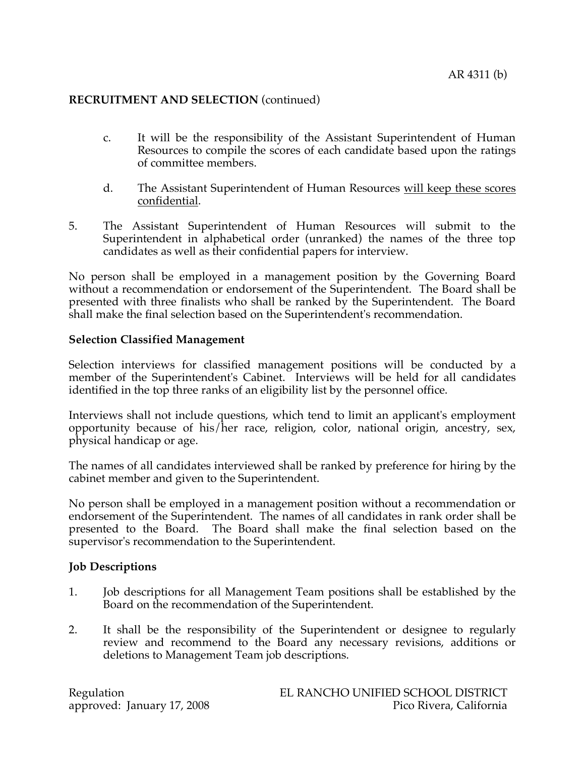**RECRUITMENT AND SELECTION** (continued)

c. It will be the responsibility of the Assistant Superintendent of Human Resources to compile the scores of each candidate based upon the ratings of committee members.

d. The Assistant Superintendent of Human Resources <u>will keep these scores confidential</u>.

5. The Assistant Superintendent of Human Resources will submit to the Superintendent in alphabetical order (unranked) the names of the three top candidates as well as their confidential papers for interview.

No person shall be employed in a management position by the Governing Board without a recommendation or endorsement of the Superintendent. The Board shall be presented with three finalists who shall be ranked by the Superintendent. The Board shall make the final selection based on the Superintendent's recommendation.

**Selection Classified Management**

Selection interviews for classified management positions will be conducted by a member of the Superintendent's Cabinet. Interviews will be held for all candidates identified in the top three ranks of an eligibility list by the personnel office.

Interviews shall not include questions, which tend to limit an applicant's employment opportunity because of his/her race, religion, color, national origin, ancestry, sex, physical handicap or age.

The names of all candidates interviewed shall be ranked by preference for hiring by the cabinet member and given to the Superintendent.

No person shall be employed in a management position without a recommendation or endorsement of the Superintendent. The names of all candidates in rank order shall be presented to the Board. The Board shall make the final selection based on the supervisor's recommendation to the Superintendent.

**Job Descriptions**

1. Job descriptions for all Management Team positions shall be established by the Board on the recommendation of the Superintendent.

2. It shall be the responsibility of the Superintendent or designee to regularly review and recommend to the Board any necessary revisions, additions or deletions to Management Team job descriptions.

Regulation approved: January 17, 2008

EL RANCHO UNIFIED SCHOOL DISTRICT
Pico Rivera, California